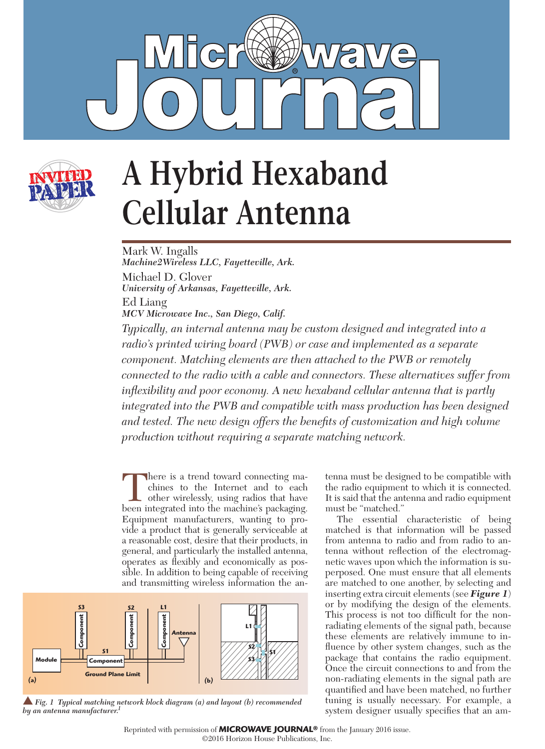# A Hybrid Hexaband Cellular Antenna

Mark W. Ingalls
*Machine2Wireless LLC, Fayetteville, Ark.*

Michael D. Glover
*University of Arkansas, Fayetteville, Ark.*

Ed Liang
*MCV Microwave Inc., San Diego, Calif.*

*Typically, an internal antenna may be custom designed and integrated into a radio's printed wiring board (PWB) or case and implemented as a separate component. Matching elements are then attached to the PWB or remotely connected to the radio with a cable and connectors. These alternatives suffer from inflexibility and poor economy. A new hexaband cellular antenna that is partly integrated into the PWB and compatible with mass production has been designed and tested. The new design offers the benefits of customization and high volume production without requiring a separate matching network.*

There is a trend toward connecting machines to the Internet and to each other wirelessly, using radios that have been integrated into the machine's packaging. Equipment manufacturers, wanting to provide a product that is generally serviceable at a reasonable cost, desire that their products, in general, and particularly the installed antenna, operates as flexibly and economically as possible. In addition to being capable of receiving and transmitting wireless information the antenna must be designed to be compatible with the radio equipment to which it is connected. It is said that the antenna and radio equipment must be "matched."

The essential characteristic of being matched is that information will be passed from antenna to radio and from radio to antenna without reflection of the electromagnetic waves upon which the information is superposed. One must ensure that all elements are matched to one another, by selecting and inserting extra circuit elements (see ***Figure 1***) or by modifying the design of the elements. This process is not too difficult for the non-radiating elements of the signal path, because these elements are relatively immune to influence by other system changes, such as the package that contains the radio equipment. Once the circuit connections to and from the non-radiating elements in the signal path are quantified and have been matched, no further tuning is usually necessary. For example, a system designer usually specifies that an am-

*Fig. 1 Typical matching network block diagram (a) and layout (b) recommended by an antenna manufacturer.[1]*

Reprinted with permission of **MICROWAVE JOURNAL®** from the January 2016 issue.
©2016 Horizon House Publications, Inc.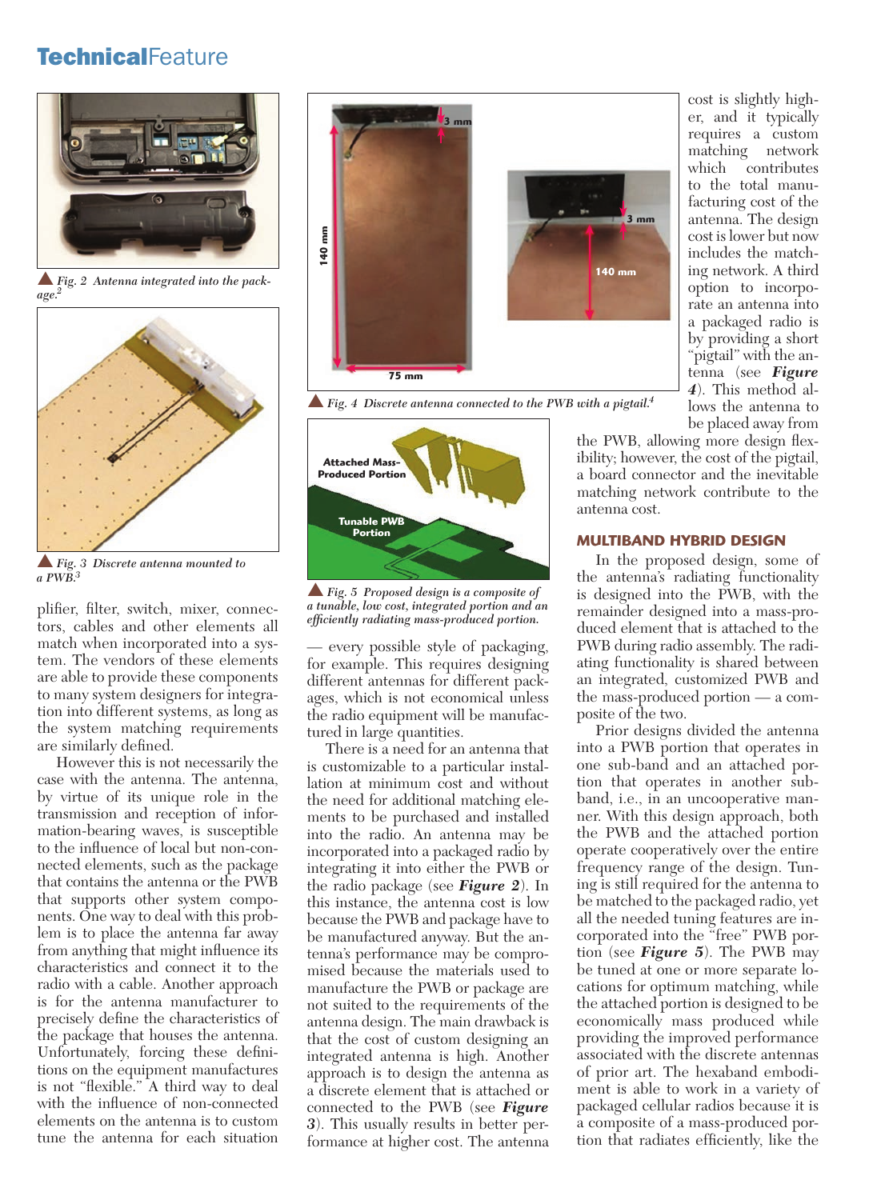▲ *Fig. 2 Antenna integrated into the package.*[2]

▲ *Fig. 3 Discrete antenna mounted to a PWB.*[3]

plifier, filter, switch, mixer, connectors, cables and other elements all match when incorporated into a system. The vendors of these elements are able to provide these components to many system designers for integration into different systems, as long as the system matching requirements are similarly defined.

However this is not necessarily the case with the antenna. The antenna, by virtue of its unique role in the transmission and reception of information-bearing waves, is susceptible to the influence of local but non-connected elements, such as the package that contains the antenna or the PWB that supports other system components. One way to deal with this problem is to place the antenna far away from anything that might influence its characteristics and connect it to the radio with a cable. Another approach is for the antenna manufacturer to precisely define the characteristics of the package that houses the antenna. Unfortunately, forcing these definitions on the equipment manufactures is not "flexible." A third way to deal with the influence of non-connected elements on the antenna is to custom tune the antenna for each situation

▲ *Fig. 4 Discrete antenna connected to the PWB with a pigtail.*[4]

▲ *Fig. 5 Proposed design is a composite of a tunable, low cost, integrated portion and an efficiently radiating mass-produced portion.*

— every possible style of packaging, for example. This requires designing different antennas for different packages, which is not economical unless the radio equipment will be manufactured in large quantities.

There is a need for an antenna that is customizable to a particular installation at minimum cost and without the need for additional matching elements to be purchased and installed into the radio. An antenna may be incorporated into a packaged radio by integrating it into either the PWB or the radio package (see **Figure 2**). In this instance, the antenna cost is low because the PWB and package have to be manufactured anyway. But the antenna's performance may be compromised because the materials used to manufacture the PWB or package are not suited to the requirements of the antenna design. The main drawback is that the cost of custom designing an integrated antenna is high. Another approach is to design the antenna as a discrete element that is attached or connected to the PWB (see **Figure 3**). This usually results in better performance at higher cost. The antenna cost is slightly higher, and it typically requires a custom matching network which contributes to the total manufacturing cost of the antenna. The design cost is lower but now includes the matching network. A third option to incorporate an antenna into a packaged radio is by providing a short "pigtail" with the antenna (see **Figure 4**). This method allows the antenna to be placed away from the PWB, allowing more design flexibility; however, the cost of the pigtail, a board connector and the inevitable matching network contribute to the antenna cost.

## MULTIBAND HYBRID DESIGN

In the proposed design, some of the antenna's radiating functionality is designed into the PWB, with the remainder designed into a mass-produced element that is attached to the PWB during radio assembly. The radiating functionality is shared between an integrated, customized PWB and the mass-produced portion — a composite of the two.

Prior designs divided the antenna into a PWB portion that operates in one sub-band and an attached portion that operates in another sub-band, i.e., in an uncooperative manner. With this design approach, both the PWB and the attached portion operate cooperatively over the entire frequency range of the design. Tuning is still required for the antenna to be matched to the packaged radio, yet all the needed tuning features are incorporated into the "free" PWB portion (see **Figure 5**). The PWB may be tuned at one or more separate locations for optimum matching, while the attached portion is designed to be economically mass produced while providing the improved performance associated with the discrete antennas of prior art. The hexaband embodiment is able to work in a variety of packaged cellular radios because it is a composite of a mass-produced portion that radiates efficiently, like the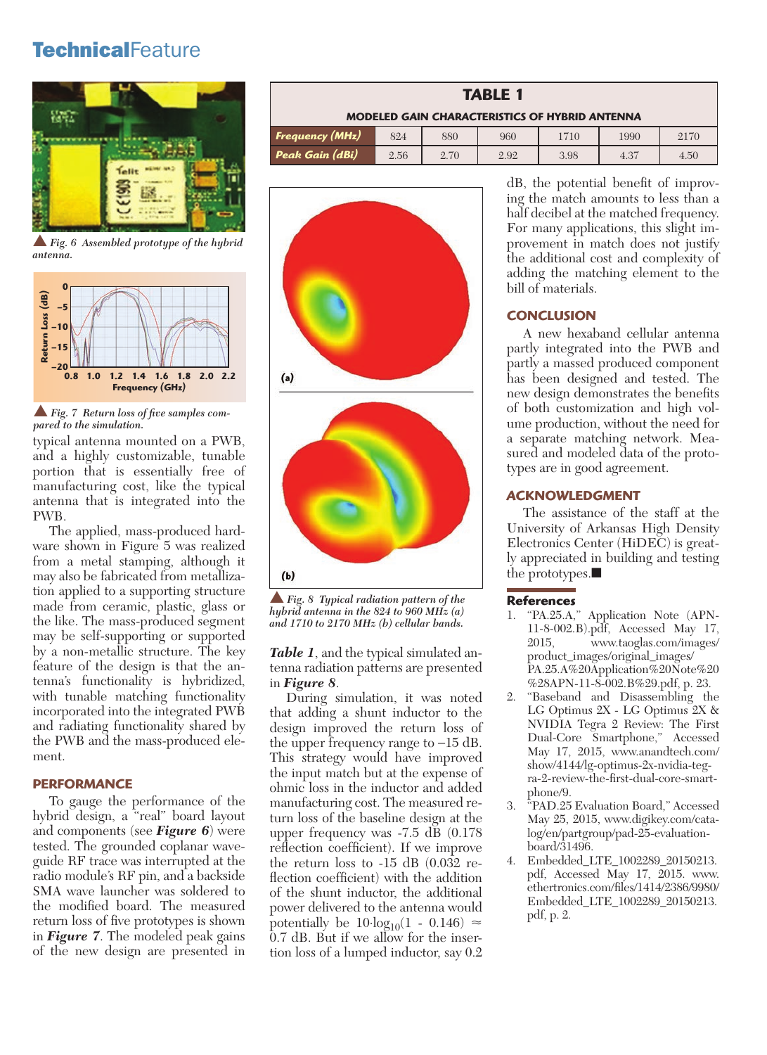▲ Fig. 6 Assembled prototype of the hybrid antenna.

Return Loss (dB)

0

–5

–10

–15

–20

0.8 1.0 1.2 1.4 1.6 1.8 2.0 2.2

Frequency (GHz)

▲ Fig. 7 Return loss of five samples compared to the simulation.

typical antenna mounted on a PWB, and a highly customizable, tunable portion that is essentially free of manufacturing cost, like the typical antenna that is integrated into the PWB.

The applied, mass-produced hardware shown in Figure 5 was realized from a metal stamping, although it may also be fabricated from metallization applied to a supporting structure made from ceramic, plastic, glass or the like. The mass-produced segment may be self-supporting or supported by a non-metallic structure. The key feature of the design is that the antenna's functionality is hybridized, with tunable matching functionality incorporated into the integrated PWB and radiating functionality shared by the PWB and the mass-produced element.

## PERFORMANCE

To gauge the performance of the hybrid design, a "real" board layout and components (see ***Figure 6***) were tested. The grounded coplanar waveguide RF trace was interrupted at the radio module's RF pin, and a backside SMA wave launcher was soldered to the modified board. The measured return loss of five prototypes is shown in ***Figure 7***. The modeled peak gains of the new design are presented in ***Table 1***, and the typical simulated antenna radiation patterns are presented in ***Figure 8***.

**TABLE 1**

**MODELED GAIN CHARACTERISTICS OF HYBRID ANTENNA**

| | | | | | | |
|---|---|---|---|---|---|---|
| ***Frequency (MHz)*** | 824 | 880 | 960 | 1710 | 1990 | 2170 |
| ***Peak Gain (dBi)*** | 2.56 | 2.70 | 2.92 | 3.98 | 4.37 | 4.50 |

(a)

(b)

▲ Fig. 8 Typical radiation pattern of the hybrid antenna in the 824 to 960 MHz (a) and 1710 to 2170 MHz (b) cellular bands.

During simulation, it was noted that adding a shunt inductor to the design improved the return loss of the upper frequency range to –15 dB. This strategy would have improved the input match but at the expense of ohmic loss in the inductor and added manufacturing cost. The measured return loss of the baseline design at the upper frequency was -7.5 dB (0.178 reflection coefficient). If we improve the return loss to -15 dB (0.032 reflection coefficient) with the addition of the shunt inductor, the additional power delivered to the antenna would potentially be $10 \cdot \log_{10}(1 - 0.146) \approx 0.7$ dB. But if we allow for the insertion loss of a lumped inductor, say 0.2 dB, the potential benefit of improving the match amounts to less than a half decibel at the matched frequency. For many applications, this slight improvement in match does not justify the additional cost and complexity of adding the matching element to the bill of materials.

## CONCLUSION

A new hexaband cellular antenna partly integrated into the PWB and partly a massed produced component has been designed and tested. The new design demonstrates the benefits of both customization and high volume production, without the need for a separate matching network. Measured and modeled data of the prototypes are in good agreement.

## ACKNOWLEDGMENT

The assistance of the staff at the University of Arkansas High Density Electronics Center (HiDEC) is greatly appreciated in building and testing the prototypes.■

## References

1. "PA.25.A," Application Note (APN-11-8-002.B).pdf, Accessed May 17, 2015, www.taoglas.com/images/product_images/original_images/PA.25.A%20Application%20Note%20%28APN-11-8-002.B%29.pdf, p. 23.
2. "Baseband and Disassembling the LG Optimus 2X - LG Optimus 2X & NVIDIA Tegra 2 Review: The First Dual-Core Smartphone," Accessed May 17, 2015, www.anandtech.com/show/4144/lg-optimus-2x-nvidia-tegra-2-review-the-first-dual-core-smartphone/9.
3. "PAD.25 Evaluation Board," Accessed May 25, 2015, www.digikey.com/catalog/en/partgroup/pad-25-evaluation-board/31496.
4. Embedded_LTE_1002289_20150213.pdf, Accessed May 17, 2015. www.ethertronics.com/files/1414/2386/9980/Embedded_LTE_1002289_20150213.pdf, p. 2.